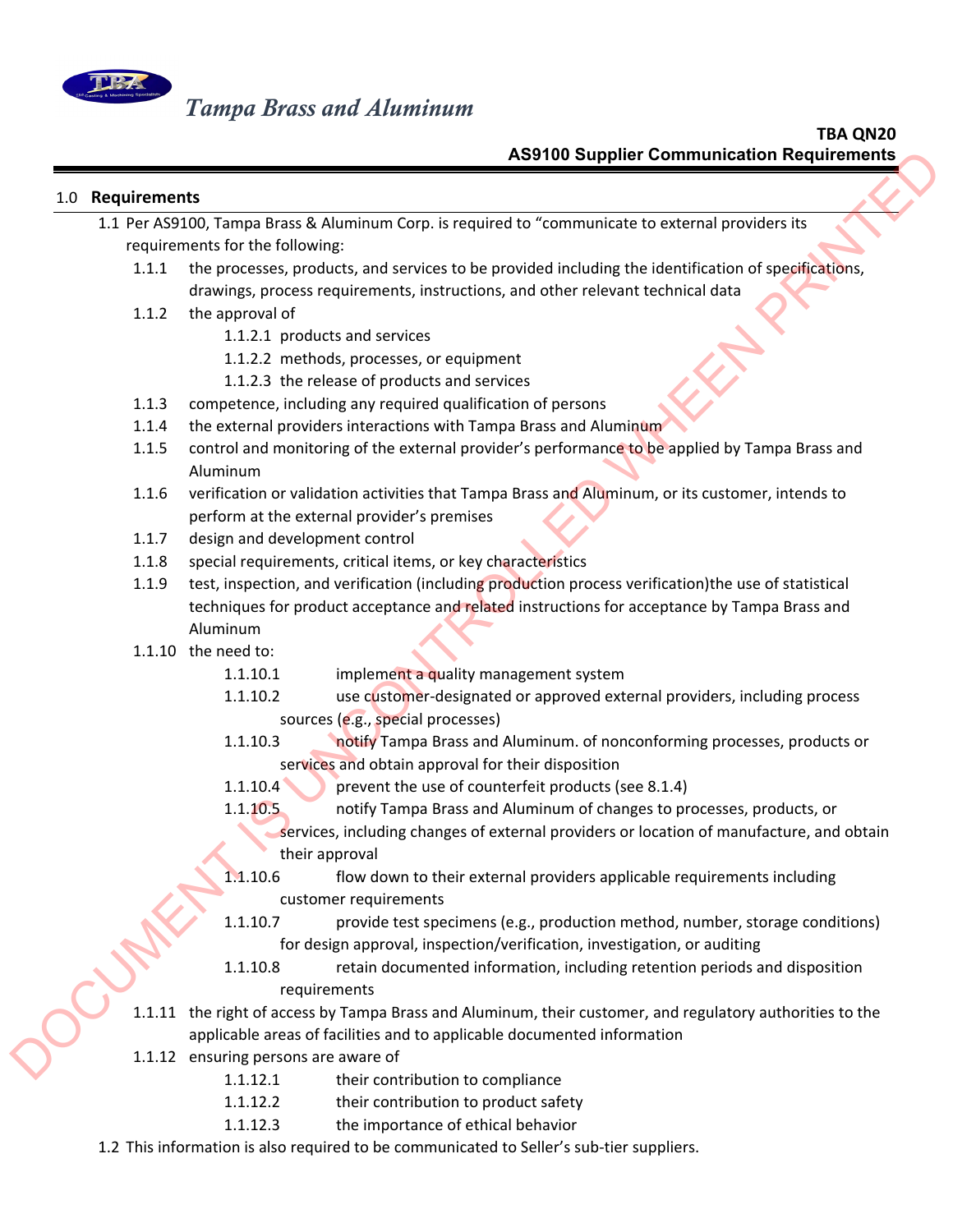Tampa Brass and Aluminum

**TBA QN20**

**AS9100 Supplier Communication Requirements**

## 1.0 Requirements

1.1 Per AS9100, Tampa Brass & Aluminum Corp. is required to "communicate to external providers its requirements for the following:

- 1.1.1 the processes, products, and services to be provided including the identification of specifications, drawings, process requirements, instructions, and other relevant technical data
- 1.1.2 the approval of
  - 1.1.2.1 products and services
  - 1.1.2.2 methods, processes, or equipment
  - 1.1.2.3 the release of products and services
- 1.1.3 competence, including any required qualification of persons
- 1.1.4 the external providers interactions with Tampa Brass and Aluminum
- 1.1.5 control and monitoring of the external provider's performance to be applied by Tampa Brass and Aluminum
- 1.1.6 verification or validation activities that Tampa Brass and Aluminum, or its customer, intends to perform at the external provider's premises
- 1.1.7 design and development control
- 1.1.8 special requirements, critical items, or key characteristics
- 1.1.9 test, inspection, and verification (including production process verification)the use of statistical techniques for product acceptance and related instructions for acceptance by Tampa Brass and Aluminum
- 1.1.10 the need to:
  - 1.1.10.1 implement a quality management system
  - 1.1.10.2 use customer-designated or approved external providers, including process sources (e.g., special processes)
  - 1.1.10.3 notify Tampa Brass and Aluminum. of nonconforming processes, products or services and obtain approval for their disposition
  - 1.1.10.4 prevent the use of counterfeit products (see 8.1.4)
  - 1.1.10.5 notify Tampa Brass and Aluminum of changes to processes, products, or services, including changes of external providers or location of manufacture, and obtain their approval
  - 1.1.10.6 flow down to their external providers applicable requirements including customer requirements
  - 1.1.10.7 provide test specimens (e.g., production method, number, storage conditions) for design approval, inspection/verification, investigation, or auditing
  - 1.1.10.8 retain documented information, including retention periods and disposition requirements
- 1.1.11 the right of access by Tampa Brass and Aluminum, their customer, and regulatory authorities to the applicable areas of facilities and to applicable documented information
- 1.1.12 ensuring persons are aware of
  - 1.1.12.1 their contribution to compliance
  - 1.1.12.2 their contribution to product safety
  - 1.1.12.3 the importance of ethical behavior

1.2 This information is also required to be communicated to Seller's sub-tier suppliers.

DOCUMENT IS UNCONTROLLED WHEEN PRINTED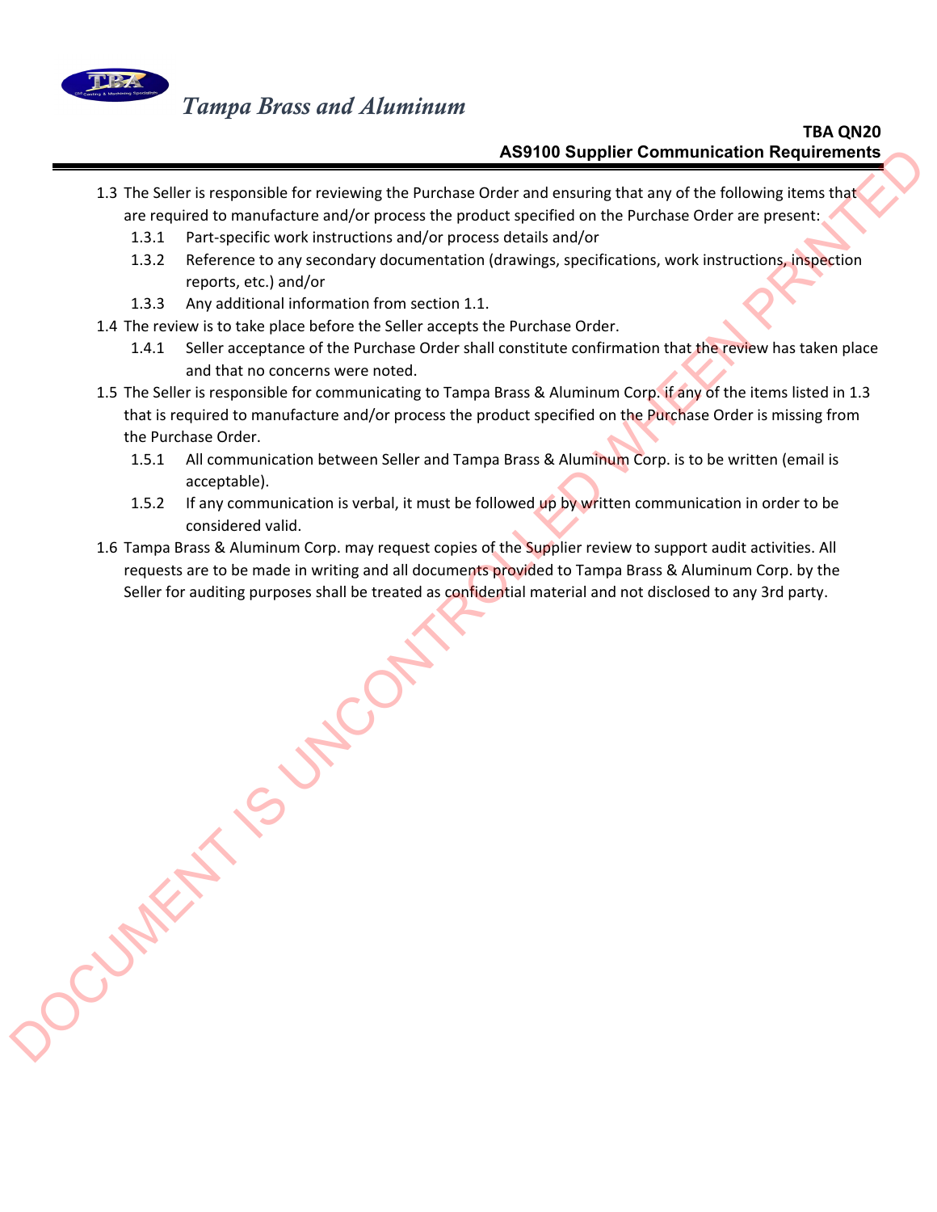1.3 The Seller is responsible for reviewing the Purchase Order and ensuring that any of the following items that are required to manufacture and/or process the product specified on the Purchase Order are present:

  - 1.3.1 Part-specific work instructions and/or process details and/or
  - 1.3.2 Reference to any secondary documentation (drawings, specifications, work instructions, inspection reports, etc.) and/or
  - 1.3.3 Any additional information from section 1.1.

1.4 The review is to take place before the Seller accepts the Purchase Order.

  - 1.4.1 Seller acceptance of the Purchase Order shall constitute confirmation that the review has taken place and that no concerns were noted.

1.5 The Seller is responsible for communicating to Tampa Brass & Aluminum Corp. if any of the items listed in 1.3 that is required to manufacture and/or process the product specified on the Purchase Order is missing from the Purchase Order.

  - 1.5.1 All communication between Seller and Tampa Brass & Aluminum Corp. is to be written (email is acceptable).
  - 1.5.2 If any communication is verbal, it must be followed up by written communication in order to be considered valid.

1.6 Tampa Brass & Aluminum Corp. may request copies of the Supplier review to support audit activities. All requests are to be made in writing and all documents provided to Tampa Brass & Aluminum Corp. by the Seller for auditing purposes shall be treated as confidential material and not disclosed to any 3rd party.

DOCUMENT IS UNCONTROLLED WHEEN PRINTED